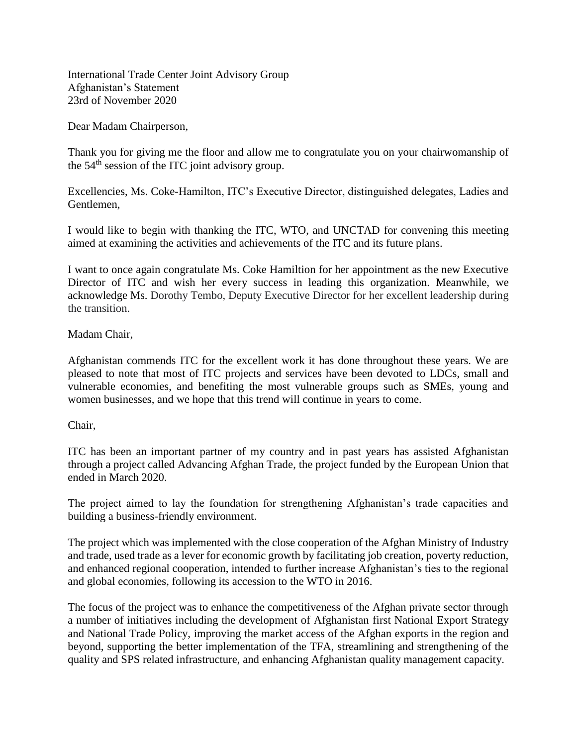International Trade Center Joint Advisory Group
Afghanistan's Statement
23rd of November 2020

Dear Madam Chairperson,

Thank you for giving me the floor and allow me to congratulate you on your chairwomanship of the 54th session of the ITC joint advisory group.

Excellencies, Ms. Coke-Hamilton, ITC's Executive Director, distinguished delegates, Ladies and Gentlemen,

I would like to begin with thanking the ITC, WTO, and UNCTAD for convening this meeting aimed at examining the activities and achievements of the ITC and its future plans.

I want to once again congratulate Ms. Coke Hamiltion for her appointment as the new Executive Director of ITC and wish her every success in leading this organization. Meanwhile, we acknowledge Ms. Dorothy Tembo, Deputy Executive Director for her excellent leadership during the transition.

Madam Chair,

Afghanistan commends ITC for the excellent work it has done throughout these years. We are pleased to note that most of ITC projects and services have been devoted to LDCs, small and vulnerable economies, and benefiting the most vulnerable groups such as SMEs, young and women businesses, and we hope that this trend will continue in years to come.

Chair,

ITC has been an important partner of my country and in past years has assisted Afghanistan through a project called Advancing Afghan Trade, the project funded by the European Union that ended in March 2020.

The project aimed to lay the foundation for strengthening Afghanistan's trade capacities and building a business-friendly environment.

The project which was implemented with the close cooperation of the Afghan Ministry of Industry and trade, used trade as a lever for economic growth by facilitating job creation, poverty reduction, and enhanced regional cooperation, intended to further increase Afghanistan's ties to the regional and global economies, following its accession to the WTO in 2016.

The focus of the project was to enhance the competitiveness of the Afghan private sector through a number of initiatives including the development of Afghanistan first National Export Strategy and National Trade Policy, improving the market access of the Afghan exports in the region and beyond, supporting the better implementation of the TFA, streamlining and strengthening of the quality and SPS related infrastructure, and enhancing Afghanistan quality management capacity.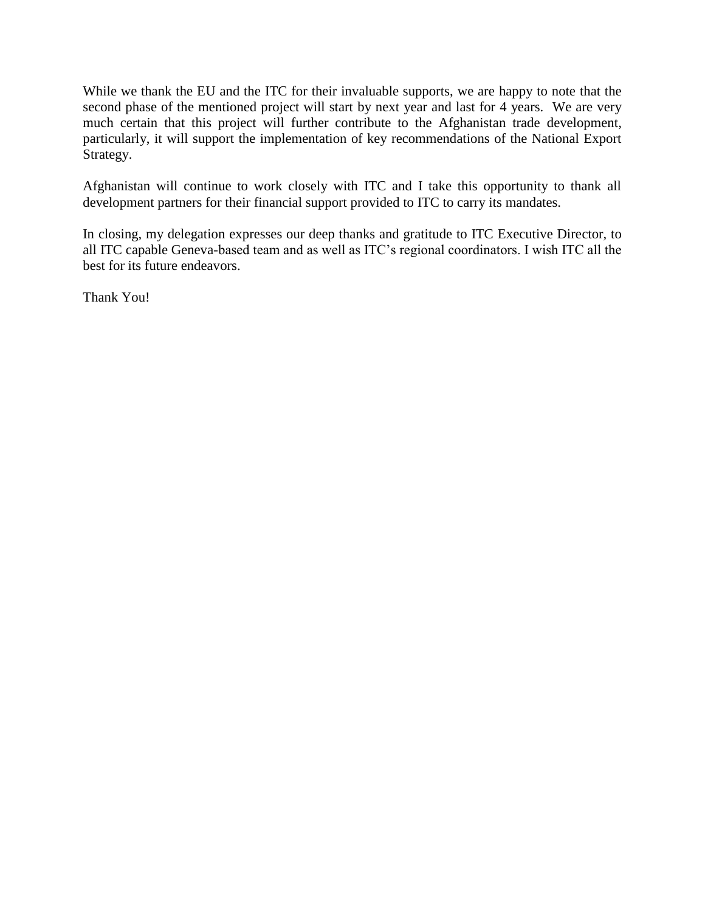While we thank the EU and the ITC for their invaluable supports, we are happy to note that the second phase of the mentioned project will start by next year and last for 4 years. We are very much certain that this project will further contribute to the Afghanistan trade development, particularly, it will support the implementation of key recommendations of the National Export Strategy.

Afghanistan will continue to work closely with ITC and I take this opportunity to thank all development partners for their financial support provided to ITC to carry its mandates.

In closing, my delegation expresses our deep thanks and gratitude to ITC Executive Director, to all ITC capable Geneva-based team and as well as ITC's regional coordinators. I wish ITC all the best for its future endeavors.

Thank You!